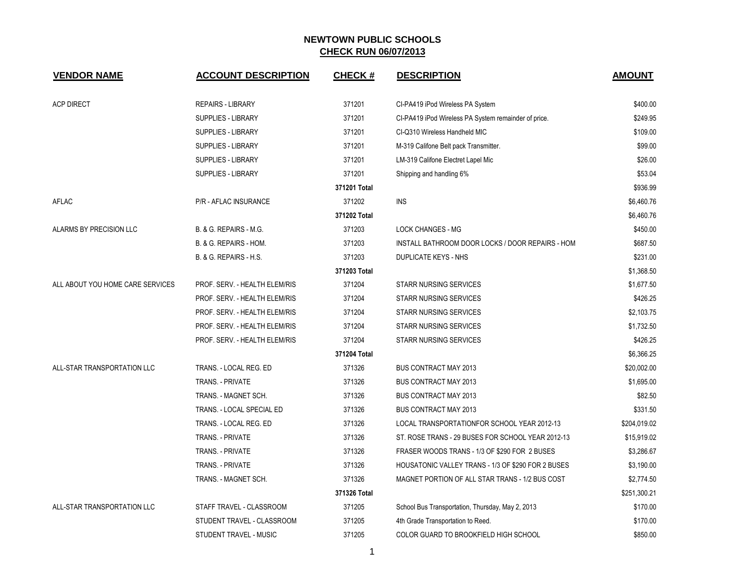# NEWTOWN PUBLIC SCHOOLS
## CHECK RUN 06/07/2013

| VENDOR NAME | ACCOUNT DESCRIPTION | CHECK # | DESCRIPTION | AMOUNT |
|---|---|---|---|---|
| ACP DIRECT | REPAIRS - LIBRARY | 371201 | CI-PA419 iPod Wireless PA System | $400.00 |
| | SUPPLIES - LIBRARY | 371201 | CI-PA419 iPod Wireless PA System remainder of price. | $249.95 |
| | SUPPLIES - LIBRARY | 371201 | CI-Q310 Wireless Handheld MIC | $109.00 |
| | SUPPLIES - LIBRARY | 371201 | M-319 Califone Belt pack Transmitter. | $99.00 |
| | SUPPLIES - LIBRARY | 371201 | LM-319 Califone Electret Lapel Mic | $26.00 |
| | SUPPLIES - LIBRARY | 371201 | Shipping and handling 6% | $53.04 |
| | | **371201 Total** | | $936.99 |
| AFLAC | P/R - AFLAC INSURANCE | 371202 | INS | $6,460.76 |
| | | **371202 Total** | | $6,460.76 |
| ALARMS BY PRECISION LLC | B. & G. REPAIRS - M.G. | 371203 | LOCK CHANGES - MG | $450.00 |
| | B. & G. REPAIRS - HOM. | 371203 | INSTALL BATHROOM DOOR LOCKS / DOOR REPAIRS - HOM | $687.50 |
| | B. & G. REPAIRS - H.S. | 371203 | DUPLICATE KEYS - NHS | $231.00 |
| | | **371203 Total** | | $1,368.50 |
| ALL ABOUT YOU HOME CARE SERVICES | PROF. SERV. - HEALTH ELEM/RIS | 371204 | STARR NURSING SERVICES | $1,677.50 |
| | PROF. SERV. - HEALTH ELEM/RIS | 371204 | STARR NURSING SERVICES | $426.25 |
| | PROF. SERV. - HEALTH ELEM/RIS | 371204 | STARR NURSING SERVICES | $2,103.75 |
| | PROF. SERV. - HEALTH ELEM/RIS | 371204 | STARR NURSING SERVICES | $1,732.50 |
| | PROF. SERV. - HEALTH ELEM/RIS | 371204 | STARR NURSING SERVICES | $426.25 |
| | | **371204 Total** | | $6,366.25 |
| ALL-STAR TRANSPORTATION LLC | TRANS. - LOCAL REG. ED | 371326 | BUS CONTRACT MAY 2013 | $20,002.00 |
| | TRANS. - PRIVATE | 371326 | BUS CONTRACT MAY 2013 | $1,695.00 |
| | TRANS. - MAGNET SCH. | 371326 | BUS CONTRACT MAY 2013 | $82.50 |
| | TRANS. - LOCAL SPECIAL ED | 371326 | BUS CONTRACT MAY 2013 | $331.50 |
| | TRANS. - LOCAL REG. ED | 371326 | LOCAL TRANSPORTATIONFOR SCHOOL YEAR 2012-13 | $204,019.02 |
| | TRANS. - PRIVATE | 371326 | ST. ROSE TRANS - 29 BUSES FOR SCHOOL YEAR 2012-13 | $15,919.02 |
| | TRANS. - PRIVATE | 371326 | FRASER WOODS TRANS - 1/3 OF $290 FOR 2 BUSES | $3,286.67 |
| | TRANS. - PRIVATE | 371326 | HOUSATONIC VALLEY TRANS - 1/3 OF $290 FOR 2 BUSES | $3,190.00 |
| | TRANS. - MAGNET SCH. | 371326 | MAGNET PORTION OF ALL STAR TRANS - 1/2 BUS COST | $2,774.50 |
| | | **371326 Total** | | $251,300.21 |
| ALL-STAR TRANSPORTATION LLC | STAFF TRAVEL - CLASSROOM | 371205 | School Bus Transportation, Thursday, May 2, 2013 | $170.00 |
| | STUDENT TRAVEL - CLASSROOM | 371205 | 4th Grade Transportation to Reed. | $170.00 |
| | STUDENT TRAVEL - MUSIC | 371205 | COLOR GUARD TO BROOKFIELD HIGH SCHOOL | $850.00 |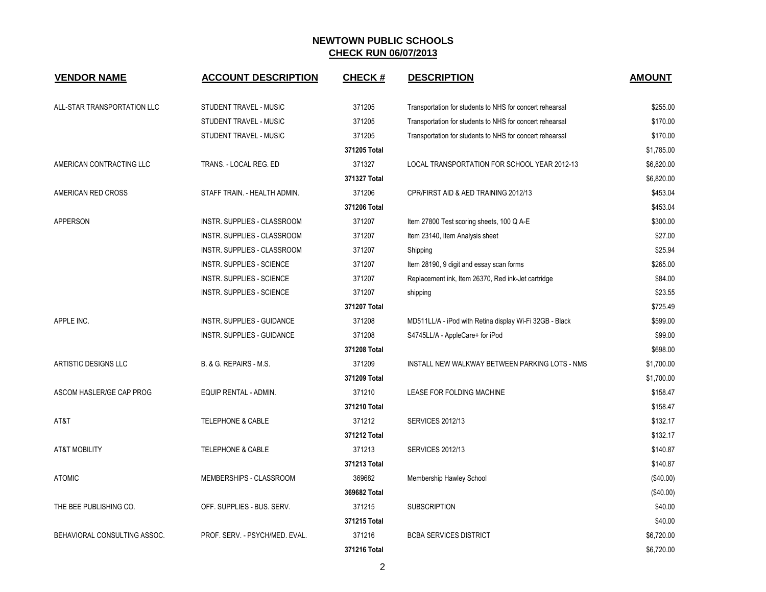**NEWTOWN PUBLIC SCHOOLS**
**CHECK RUN 06/07/2013**

| VENDOR NAME | ACCOUNT DESCRIPTION | CHECK # | DESCRIPTION | AMOUNT |
|---|---|---|---|---|
| ALL-STAR TRANSPORTATION LLC | STUDENT TRAVEL - MUSIC | 371205 | Transportation for students to NHS for concert rehearsal | $255.00 |
| | STUDENT TRAVEL - MUSIC | 371205 | Transportation for students to NHS for concert rehearsal | $170.00 |
| | STUDENT TRAVEL - MUSIC | 371205 | Transportation for students to NHS for concert rehearsal | $170.00 |
| | | **371205 Total** | | $1,785.00 |
| AMERICAN CONTRACTING LLC | TRANS. - LOCAL REG. ED | 371327 | LOCAL TRANSPORTATION FOR SCHOOL YEAR 2012-13 | $6,820.00 |
| | | **371327 Total** | | $6,820.00 |
| AMERICAN RED CROSS | STAFF TRAIN. - HEALTH ADMIN. | 371206 | CPR/FIRST AID & AED TRAINING 2012/13 | $453.04 |
| | | **371206 Total** | | $453.04 |
| APPERSON | INSTR. SUPPLIES - CLASSROOM | 371207 | Item 27800 Test scoring sheets, 100 Q A-E | $300.00 |
| | INSTR. SUPPLIES - CLASSROOM | 371207 | Item 23140, Item Analysis sheet | $27.00 |
| | INSTR. SUPPLIES - CLASSROOM | 371207 | Shipping | $25.94 |
| | INSTR. SUPPLIES - SCIENCE | 371207 | Item 28190, 9 digit and essay scan forms | $265.00 |
| | INSTR. SUPPLIES - SCIENCE | 371207 | Replacement ink, Item 26370, Red ink-Jet cartridge | $84.00 |
| | INSTR. SUPPLIES - SCIENCE | 371207 | shipping | $23.55 |
| | | **371207 Total** | | $725.49 |
| APPLE INC. | INSTR. SUPPLIES - GUIDANCE | 371208 | MD511LL/A - iPod with Retina display Wi-Fi 32GB - Black | $599.00 |
| | INSTR. SUPPLIES - GUIDANCE | 371208 | S4745LL/A - AppleCare+ for iPod | $99.00 |
| | | **371208 Total** | | $698.00 |
| ARTISTIC DESIGNS LLC | B. & G. REPAIRS - M.S. | 371209 | INSTALL NEW WALKWAY BETWEEN PARKING LOTS - NMS | $1,700.00 |
| | | **371209 Total** | | $1,700.00 |
| ASCOM HASLER/GE CAP PROG | EQUIP RENTAL - ADMIN. | 371210 | LEASE FOR FOLDING MACHINE | $158.47 |
| | | **371210 Total** | | $158.47 |
| AT&T | TELEPHONE & CABLE | 371212 | SERVICES 2012/13 | $132.17 |
| | | **371212 Total** | | $132.17 |
| AT&T MOBILITY | TELEPHONE & CABLE | 371213 | SERVICES 2012/13 | $140.87 |
| | | **371213 Total** | | $140.87 |
| ATOMIC | MEMBERSHIPS - CLASSROOM | 369682 | Membership Hawley School | ($40.00) |
| | | **369682 Total** | | ($40.00) |
| THE BEE PUBLISHING CO. | OFF. SUPPLIES - BUS. SERV. | 371215 | SUBSCRIPTION | $40.00 |
| | | **371215 Total** | | $40.00 |
| BEHAVIORAL CONSULTING ASSOC. | PROF. SERV. - PSYCH/MED. EVAL. | 371216 | BCBA SERVICES DISTRICT | $6,720.00 |
| | | **371216 Total** | | $6,720.00 |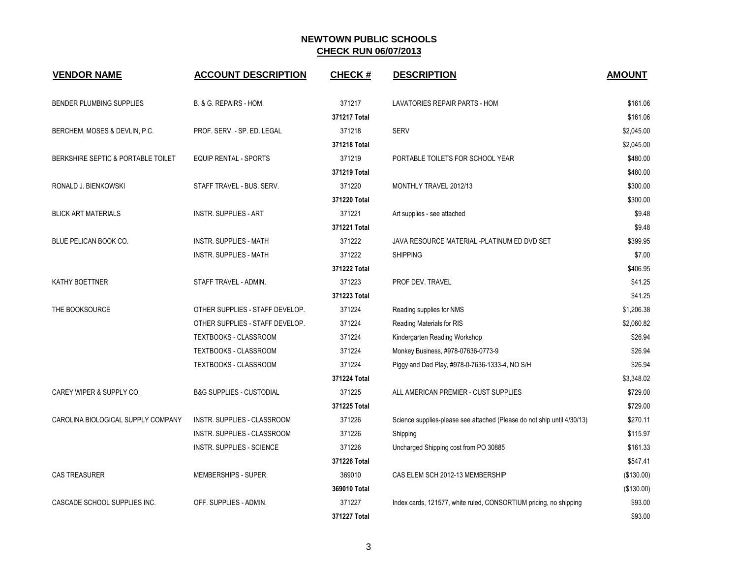# NEWTOWN PUBLIC SCHOOLS
## CHECK RUN 06/07/2013

| VENDOR NAME | ACCOUNT DESCRIPTION | CHECK # | DESCRIPTION | AMOUNT |
|---|---|---|---|---|
| BENDER PLUMBING SUPPLIES | B. & G. REPAIRS - HOM. | 371217 | LAVATORIES REPAIR PARTS - HOM | $161.06 |
| | | 371217 Total | | $161.06 |
| BERCHEM, MOSES & DEVLIN, P.C. | PROF. SERV. - SP. ED. LEGAL | 371218 | SERV | $2,045.00 |
| | | 371218 Total | | $2,045.00 |
| BERKSHIRE SEPTIC & PORTABLE TOILET | EQUIP RENTAL - SPORTS | 371219 | PORTABLE TOILETS FOR SCHOOL YEAR | $480.00 |
| | | 371219 Total | | $480.00 |
| RONALD J. BIENKOWSKI | STAFF TRAVEL - BUS. SERV. | 371220 | MONTHLY TRAVEL 2012/13 | $300.00 |
| | | 371220 Total | | $300.00 |
| BLICK ART MATERIALS | INSTR. SUPPLIES - ART | 371221 | Art supplies - see attached | $9.48 |
| | | 371221 Total | | $9.48 |
| BLUE PELICAN BOOK CO. | INSTR. SUPPLIES - MATH | 371222 | JAVA RESOURCE MATERIAL -PLATINUM ED DVD SET | $399.95 |
| | INSTR. SUPPLIES - MATH | 371222 | SHIPPING | $7.00 |
| | | 371222 Total | | $406.95 |
| KATHY BOETTNER | STAFF TRAVEL - ADMIN. | 371223 | PROF DEV. TRAVEL | $41.25 |
| | | 371223 Total | | $41.25 |
| THE BOOKSOURCE | OTHER SUPPLIES - STAFF DEVELOP. | 371224 | Reading supplies for NMS | $1,206.38 |
| | OTHER SUPPLIES - STAFF DEVELOP. | 371224 | Reading Materials for RIS | $2,060.82 |
| | TEXTBOOKS - CLASSROOM | 371224 | Kindergarten Reading Workshop | $26.94 |
| | TEXTBOOKS - CLASSROOM | 371224 | Monkey Business, #978-07636-0773-9 | $26.94 |
| | TEXTBOOKS - CLASSROOM | 371224 | Piggy and Dad Play, #978-0-7636-1333-4, NO S/H | $26.94 |
| | | 371224 Total | | $3,348.02 |
| CAREY WIPER & SUPPLY CO. | B&G SUPPLIES - CUSTODIAL | 371225 | ALL AMERICAN PREMIER - CUST SUPPLIES | $729.00 |
| | | 371225 Total | | $729.00 |
| CAROLINA BIOLOGICAL SUPPLY COMPANY | INSTR. SUPPLIES - CLASSROOM | 371226 | Science supplies-please see attached (Please do not ship until 4/30/13) | $270.11 |
| | INSTR. SUPPLIES - CLASSROOM | 371226 | Shipping | $115.97 |
| | INSTR. SUPPLIES - SCIENCE | 371226 | Uncharged Shipping cost from PO 30885 | $161.33 |
| | | 371226 Total | | $547.41 |
| CAS TREASURER | MEMBERSHIPS - SUPER. | 369010 | CAS ELEM SCH 2012-13 MEMBERSHIP | ($130.00) |
| | | 369010 Total | | ($130.00) |
| CASCADE SCHOOL SUPPLIES INC. | OFF. SUPPLIES - ADMIN. | 371227 | Index cards, 121577, white ruled, CONSORTIUM pricing, no shipping | $93.00 |
| | | 371227 Total | | $93.00 |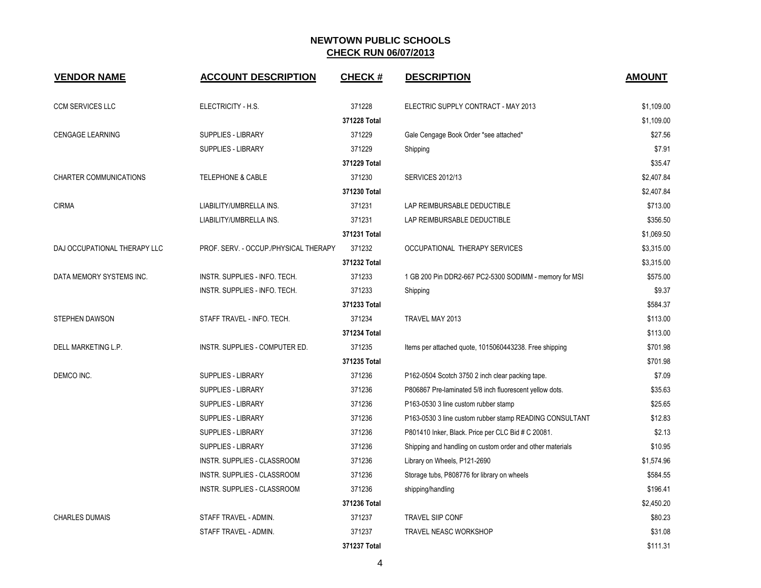# NEWTOWN PUBLIC SCHOOLS

## CHECK RUN 06/07/2013

| VENDOR NAME | ACCOUNT DESCRIPTION | CHECK # | DESCRIPTION | AMOUNT |
|---|---|---|---|---|
| CCM SERVICES LLC | ELECTRICITY - H.S. | 371228 | ELECTRIC SUPPLY CONTRACT - MAY 2013 | $1,109.00 |
| | | **371228 Total** | | $1,109.00 |
| CENGAGE LEARNING | SUPPLIES - LIBRARY | 371229 | Gale Cengage Book Order *see attached* | $27.56 |
| | SUPPLIES - LIBRARY | 371229 | Shipping | $7.91 |
| | | **371229 Total** | | $35.47 |
| CHARTER COMMUNICATIONS | TELEPHONE & CABLE | 371230 | SERVICES 2012/13 | $2,407.84 |
| | | **371230 Total** | | $2,407.84 |
| CIRMA | LIABILITY/UMBRELLA INS. | 371231 | LAP REIMBURSABLE DEDUCTIBLE | $713.00 |
| | LIABILITY/UMBRELLA INS. | 371231 | LAP REIMBURSABLE DEDUCTIBLE | $356.50 |
| | | **371231 Total** | | $1,069.50 |
| DAJ OCCUPATIONAL THERAPY LLC | PROF. SERV. - OCCUP./PHYSICAL THERAPY | 371232 | OCCUPATIONAL THERAPY SERVICES | $3,315.00 |
| | | **371232 Total** | | $3,315.00 |
| DATA MEMORY SYSTEMS INC. | INSTR. SUPPLIES - INFO. TECH. | 371233 | 1 GB 200 Pin DDR2-667 PC2-5300 SODIMM - memory for MSI | $575.00 |
| | INSTR. SUPPLIES - INFO. TECH. | 371233 | Shipping | $9.37 |
| | | **371233 Total** | | $584.37 |
| STEPHEN DAWSON | STAFF TRAVEL - INFO. TECH. | 371234 | TRAVEL MAY 2013 | $113.00 |
| | | **371234 Total** | | $113.00 |
| DELL MARKETING L.P. | INSTR. SUPPLIES - COMPUTER ED. | 371235 | Items per attached quote, 1015060443238. Free shipping | $701.98 |
| | | **371235 Total** | | $701.98 |
| DEMCO INC. | SUPPLIES - LIBRARY | 371236 | P162-0504 Scotch 3750 2 inch clear packing tape. | $7.09 |
| | SUPPLIES - LIBRARY | 371236 | P806867 Pre-laminated 5/8 inch fluorescent yellow dots. | $35.63 |
| | SUPPLIES - LIBRARY | 371236 | P163-0530 3 line custom rubber stamp | $25.65 |
| | SUPPLIES - LIBRARY | 371236 | P163-0530 3 line custom rubber stamp READING CONSULTANT | $12.83 |
| | SUPPLIES - LIBRARY | 371236 | P801410 Inker, Black. Price per CLC Bid # C 20081. | $2.13 |
| | SUPPLIES - LIBRARY | 371236 | Shipping and handling on custom order and other materials | $10.95 |
| | INSTR. SUPPLIES - CLASSROOM | 371236 | Library on Wheels, P121-2690 | $1,574.96 |
| | INSTR. SUPPLIES - CLASSROOM | 371236 | Storage tubs, P808776 for library on wheels | $584.55 |
| | INSTR. SUPPLIES - CLASSROOM | 371236 | shipping/handling | $196.41 |
| | | **371236 Total** | | $2,450.20 |
| CHARLES DUMAIS | STAFF TRAVEL - ADMIN. | 371237 | TRAVEL SIIP CONF | $80.23 |
| | STAFF TRAVEL - ADMIN. | 371237 | TRAVEL NEASC WORKSHOP | $31.08 |
| | | **371237 Total** | | $111.31 |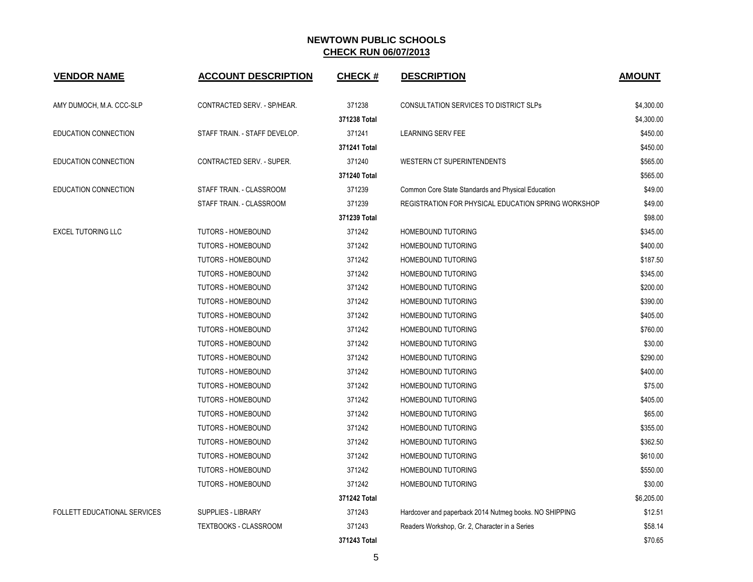# NEWTOWN PUBLIC SCHOOLS

## CHECK RUN 06/07/2013

| VENDOR NAME | ACCOUNT DESCRIPTION | CHECK # | DESCRIPTION | AMOUNT |
|---|---|---|---|---|
| AMY DUMOCH, M.A. CCC-SLP | CONTRACTED SERV. - SP/HEAR. | 371238 | CONSULTATION SERVICES TO DISTRICT SLPs | $4,300.00 |
| | | **371238 Total** | | $4,300.00 |
| EDUCATION CONNECTION | STAFF TRAIN. - STAFF DEVELOP. | 371241 | LEARNING SERV FEE | $450.00 |
| | | **371241 Total** | | $450.00 |
| EDUCATION CONNECTION | CONTRACTED SERV. - SUPER. | 371240 | WESTERN CT SUPERINTENDENTS | $565.00 |
| | | **371240 Total** | | $565.00 |
| EDUCATION CONNECTION | STAFF TRAIN. - CLASSROOM | 371239 | Common Core State Standards and Physical Education | $49.00 |
| | STAFF TRAIN. - CLASSROOM | 371239 | REGISTRATION FOR PHYSICAL EDUCATION SPRING WORKSHOP | $49.00 |
| | | **371239 Total** | | $98.00 |
| EXCEL TUTORING LLC | TUTORS - HOMEBOUND | 371242 | HOMEBOUND TUTORING | $345.00 |
| | TUTORS - HOMEBOUND | 371242 | HOMEBOUND TUTORING | $400.00 |
| | TUTORS - HOMEBOUND | 371242 | HOMEBOUND TUTORING | $187.50 |
| | TUTORS - HOMEBOUND | 371242 | HOMEBOUND TUTORING | $345.00 |
| | TUTORS - HOMEBOUND | 371242 | HOMEBOUND TUTORING | $200.00 |
| | TUTORS - HOMEBOUND | 371242 | HOMEBOUND TUTORING | $390.00 |
| | TUTORS - HOMEBOUND | 371242 | HOMEBOUND TUTORING | $405.00 |
| | TUTORS - HOMEBOUND | 371242 | HOMEBOUND TUTORING | $760.00 |
| | TUTORS - HOMEBOUND | 371242 | HOMEBOUND TUTORING | $30.00 |
| | TUTORS - HOMEBOUND | 371242 | HOMEBOUND TUTORING | $290.00 |
| | TUTORS - HOMEBOUND | 371242 | HOMEBOUND TUTORING | $400.00 |
| | TUTORS - HOMEBOUND | 371242 | HOMEBOUND TUTORING | $75.00 |
| | TUTORS - HOMEBOUND | 371242 | HOMEBOUND TUTORING | $405.00 |
| | TUTORS - HOMEBOUND | 371242 | HOMEBOUND TUTORING | $65.00 |
| | TUTORS - HOMEBOUND | 371242 | HOMEBOUND TUTORING | $355.00 |
| | TUTORS - HOMEBOUND | 371242 | HOMEBOUND TUTORING | $362.50 |
| | TUTORS - HOMEBOUND | 371242 | HOMEBOUND TUTORING | $610.00 |
| | TUTORS - HOMEBOUND | 371242 | HOMEBOUND TUTORING | $550.00 |
| | TUTORS - HOMEBOUND | 371242 | HOMEBOUND TUTORING | $30.00 |
| | | **371242 Total** | | $6,205.00 |
| FOLLETT EDUCATIONAL SERVICES | SUPPLIES - LIBRARY | 371243 | Hardcover and paperback 2014 Nutmeg books. NO SHIPPING | $12.51 |
| | TEXTBOOKS - CLASSROOM | 371243 | Readers Workshop, Gr. 2, Character in a Series | $58.14 |
| | | **371243 Total** | | $70.65 |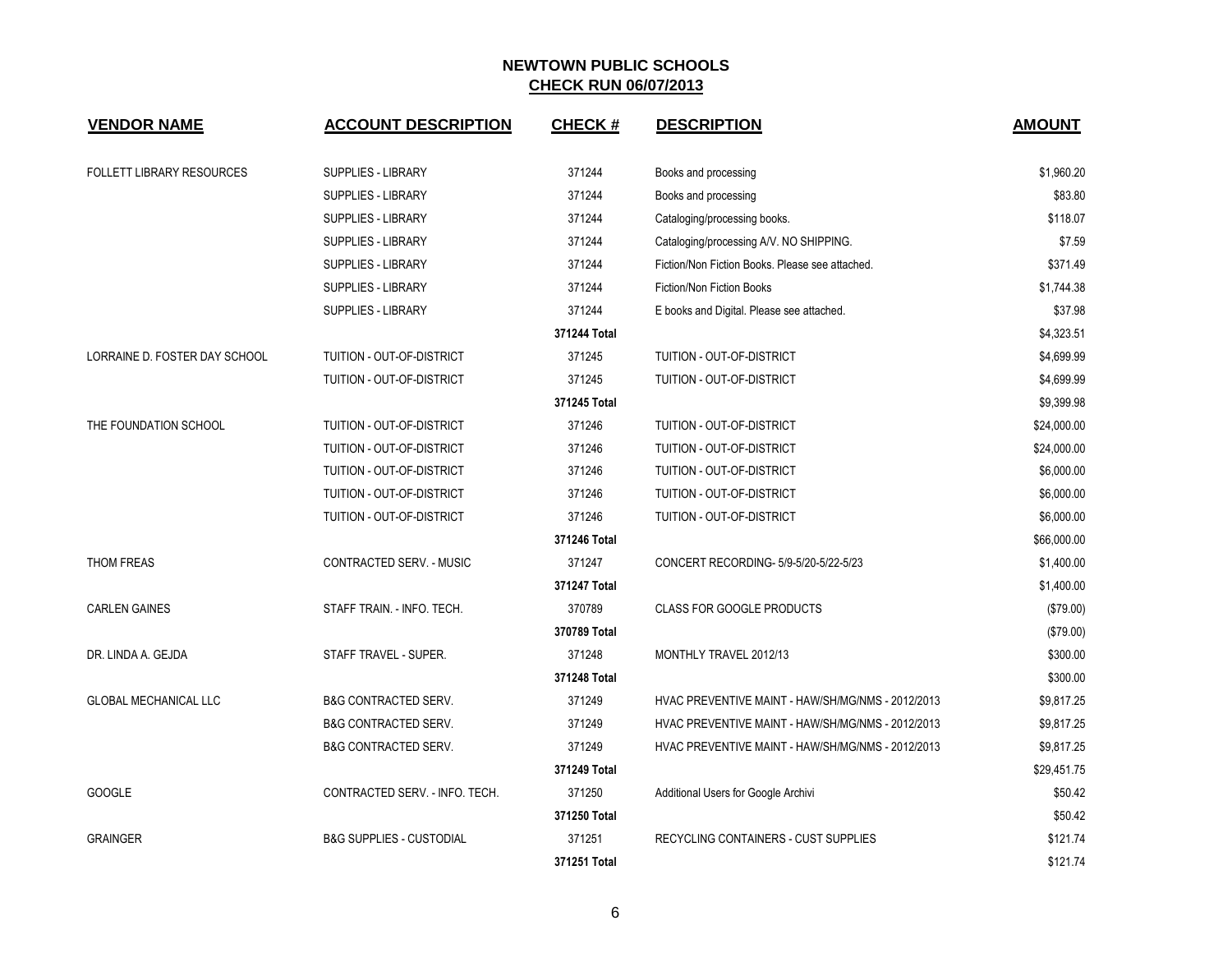# NEWTOWN PUBLIC SCHOOLS

## CHECK RUN 06/07/2013

| VENDOR NAME | ACCOUNT DESCRIPTION | CHECK # | DESCRIPTION | AMOUNT |
|---|---|---|---|---|
| FOLLETT LIBRARY RESOURCES | SUPPLIES - LIBRARY | 371244 | Books and processing | $1,960.20 |
| | SUPPLIES - LIBRARY | 371244 | Books and processing | $83.80 |
| | SUPPLIES - LIBRARY | 371244 | Cataloging/processing books. | $118.07 |
| | SUPPLIES - LIBRARY | 371244 | Cataloging/processing A/V. NO SHIPPING. | $7.59 |
| | SUPPLIES - LIBRARY | 371244 | Fiction/Non Fiction Books. Please see attached. | $371.49 |
| | SUPPLIES - LIBRARY | 371244 | Fiction/Non Fiction Books | $1,744.38 |
| | SUPPLIES - LIBRARY | 371244 | E books and Digital. Please see attached. | $37.98 |
| | | **371244 Total** | | $4,323.51 |
| LORRAINE D. FOSTER DAY SCHOOL | TUITION - OUT-OF-DISTRICT | 371245 | TUITION - OUT-OF-DISTRICT | $4,699.99 |
| | TUITION - OUT-OF-DISTRICT | 371245 | TUITION - OUT-OF-DISTRICT | $4,699.99 |
| | | **371245 Total** | | $9,399.98 |
| THE FOUNDATION SCHOOL | TUITION - OUT-OF-DISTRICT | 371246 | TUITION - OUT-OF-DISTRICT | $24,000.00 |
| | TUITION - OUT-OF-DISTRICT | 371246 | TUITION - OUT-OF-DISTRICT | $24,000.00 |
| | TUITION - OUT-OF-DISTRICT | 371246 | TUITION - OUT-OF-DISTRICT | $6,000.00 |
| | TUITION - OUT-OF-DISTRICT | 371246 | TUITION - OUT-OF-DISTRICT | $6,000.00 |
| | TUITION - OUT-OF-DISTRICT | 371246 | TUITION - OUT-OF-DISTRICT | $6,000.00 |
| | | **371246 Total** | | $66,000.00 |
| THOM FREAS | CONTRACTED SERV. - MUSIC | 371247 | CONCERT RECORDING- 5/9-5/20-5/22-5/23 | $1,400.00 |
| | | **371247 Total** | | $1,400.00 |
| CARLEN GAINES | STAFF TRAIN. - INFO. TECH. | 370789 | CLASS FOR GOOGLE PRODUCTS | ($79.00) |
| | | **370789 Total** | | ($79.00) |
| DR. LINDA A. GEJDA | STAFF TRAVEL - SUPER. | 371248 | MONTHLY TRAVEL 2012/13 | $300.00 |
| | | **371248 Total** | | $300.00 |
| GLOBAL MECHANICAL LLC | B&G CONTRACTED SERV. | 371249 | HVAC PREVENTIVE MAINT - HAW/SH/MG/NMS - 2012/2013 | $9,817.25 |
| | B&G CONTRACTED SERV. | 371249 | HVAC PREVENTIVE MAINT - HAW/SH/MG/NMS - 2012/2013 | $9,817.25 |
| | B&G CONTRACTED SERV. | 371249 | HVAC PREVENTIVE MAINT - HAW/SH/MG/NMS - 2012/2013 | $9,817.25 |
| | | **371249 Total** | | $29,451.75 |
| GOOGLE | CONTRACTED SERV. - INFO. TECH. | 371250 | Additional Users for Google Archivi | $50.42 |
| | | **371250 Total** | | $50.42 |
| GRAINGER | B&G SUPPLIES - CUSTODIAL | 371251 | RECYCLING CONTAINERS - CUST SUPPLIES | $121.74 |
| | | **371251 Total** | | $121.74 |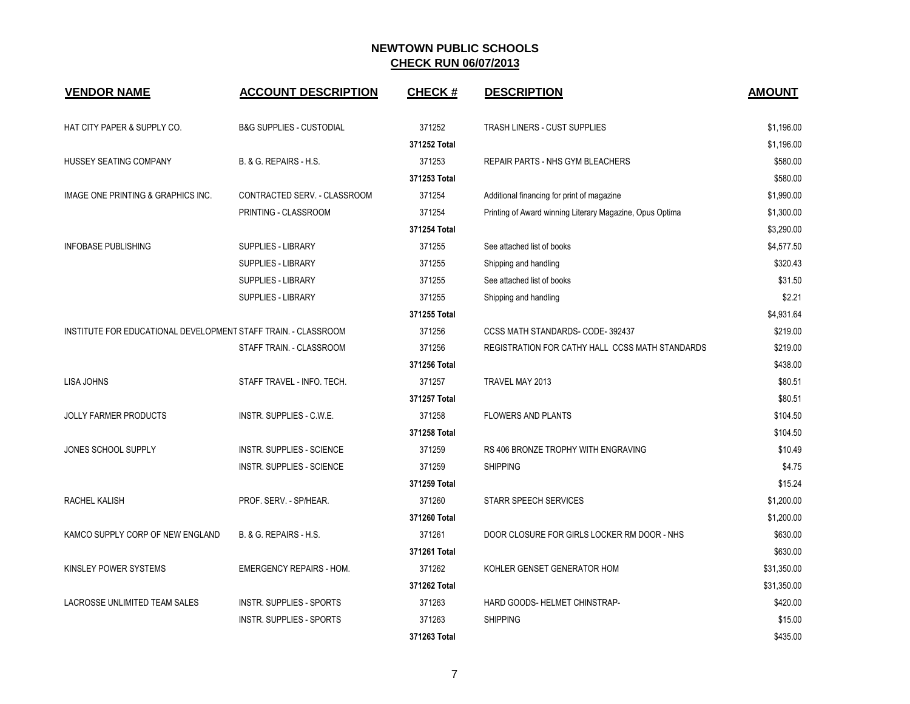# NEWTOWN PUBLIC SCHOOLS
## CHECK RUN 06/07/2013

| VENDOR NAME | ACCOUNT DESCRIPTION | CHECK # | DESCRIPTION | AMOUNT |
|---|---|---|---|---|
| HAT CITY PAPER & SUPPLY CO. | B&G SUPPLIES - CUSTODIAL | 371252 | TRASH LINERS - CUST SUPPLIES | $1,196.00 |
| | | 371252 Total | | $1,196.00 |
| HUSSEY SEATING COMPANY | B. & G. REPAIRS - H.S. | 371253 | REPAIR PARTS - NHS GYM BLEACHERS | $580.00 |
| | | 371253 Total | | $580.00 |
| IMAGE ONE PRINTING & GRAPHICS INC. | CONTRACTED SERV. - CLASSROOM | 371254 | Additional financing for print of magazine | $1,990.00 |
| | PRINTING - CLASSROOM | 371254 | Printing of Award winning Literary Magazine, Opus Optima | $1,300.00 |
| | | 371254 Total | | $3,290.00 |
| INFOBASE PUBLISHING | SUPPLIES - LIBRARY | 371255 | See attached list of books | $4,577.50 |
| | SUPPLIES - LIBRARY | 371255 | Shipping and handling | $320.43 |
| | SUPPLIES - LIBRARY | 371255 | See attached list of books | $31.50 |
| | SUPPLIES - LIBRARY | 371255 | Shipping and handling | $2.21 |
| | | 371255 Total | | $4,931.64 |
| INSTITUTE FOR EDUCATIONAL DEVELOPMENT | STAFF TRAIN. - CLASSROOM | 371256 | CCSS MATH STANDARDS- CODE- 392437 | $219.00 |
| | STAFF TRAIN. - CLASSROOM | 371256 | REGISTRATION FOR CATHY HALL CCSS MATH STANDARDS | $219.00 |
| | | 371256 Total | | $438.00 |
| LISA JOHNS | STAFF TRAVEL - INFO. TECH. | 371257 | TRAVEL MAY 2013 | $80.51 |
| | | 371257 Total | | $80.51 |
| JOLLY FARMER PRODUCTS | INSTR. SUPPLIES - C.W.E. | 371258 | FLOWERS AND PLANTS | $104.50 |
| | | 371258 Total | | $104.50 |
| JONES SCHOOL SUPPLY | INSTR. SUPPLIES - SCIENCE | 371259 | RS 406 BRONZE TROPHY WITH ENGRAVING | $10.49 |
| | INSTR. SUPPLIES - SCIENCE | 371259 | SHIPPING | $4.75 |
| | | 371259 Total | | $15.24 |
| RACHEL KALISH | PROF. SERV. - SP/HEAR. | 371260 | STARR SPEECH SERVICES | $1,200.00 |
| | | 371260 Total | | $1,200.00 |
| KAMCO SUPPLY CORP OF NEW ENGLAND | B. & G. REPAIRS - H.S. | 371261 | DOOR CLOSURE FOR GIRLS LOCKER RM DOOR - NHS | $630.00 |
| | | 371261 Total | | $630.00 |
| KINSLEY POWER SYSTEMS | EMERGENCY REPAIRS - HOM. | 371262 | KOHLER GENSET GENERATOR HOM | $31,350.00 |
| | | 371262 Total | | $31,350.00 |
| LACROSSE UNLIMITED TEAM SALES | INSTR. SUPPLIES - SPORTS | 371263 | HARD GOODS- HELMET CHINSTRAP- | $420.00 |
| | INSTR. SUPPLIES - SPORTS | 371263 | SHIPPING | $15.00 |
| | | 371263 Total | | $435.00 |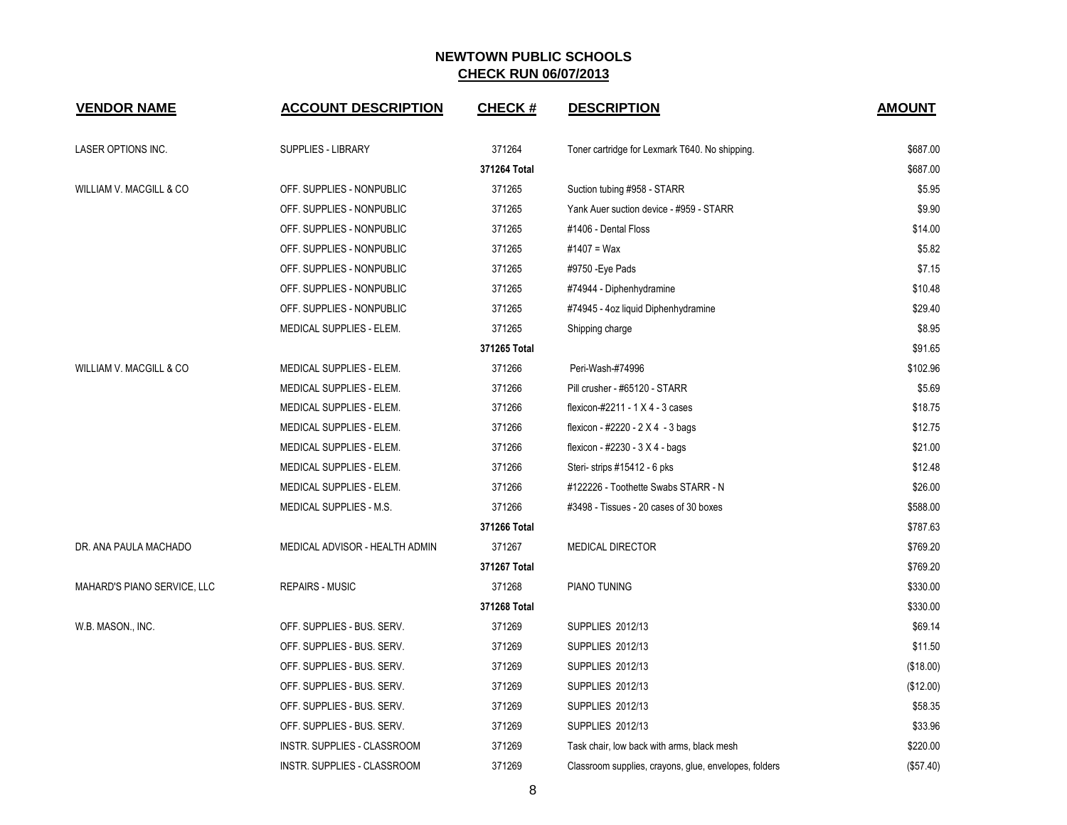## NEWTOWN PUBLIC SCHOOLS
## CHECK RUN 06/07/2013

| VENDOR NAME | ACCOUNT DESCRIPTION | CHECK # | DESCRIPTION | AMOUNT |
|---|---|---|---|---|
| LASER OPTIONS INC. | SUPPLIES - LIBRARY | 371264 | Toner cartridge for Lexmark T640. No shipping. | $687.00 |
| | | 371264 Total | | $687.00 |
| WILLIAM V. MACGILL & CO | OFF. SUPPLIES - NONPUBLIC | 371265 | Suction tubing #958 - STARR | $5.95 |
| | OFF. SUPPLIES - NONPUBLIC | 371265 | Yank Auer suction device - #959 - STARR | $9.90 |
| | OFF. SUPPLIES - NONPUBLIC | 371265 | #1406 - Dental Floss | $14.00 |
| | OFF. SUPPLIES - NONPUBLIC | 371265 | #1407 = Wax | $5.82 |
| | OFF. SUPPLIES - NONPUBLIC | 371265 | #9750 -Eye Pads | $7.15 |
| | OFF. SUPPLIES - NONPUBLIC | 371265 | #74944 - Diphenhydramine | $10.48 |
| | OFF. SUPPLIES - NONPUBLIC | 371265 | #74945 - 4oz liquid Diphenhydramine | $29.40 |
| | MEDICAL SUPPLIES - ELEM. | 371265 | Shipping charge | $8.95 |
| | | 371265 Total | | $91.65 |
| WILLIAM V. MACGILL & CO | MEDICAL SUPPLIES - ELEM. | 371266 | Peri-Wash-#74996 | $102.96 |
| | MEDICAL SUPPLIES - ELEM. | 371266 | Pill crusher - #65120 - STARR | $5.69 |
| | MEDICAL SUPPLIES - ELEM. | 371266 | flexicon-#2211 - 1 X 4 - 3 cases | $18.75 |
| | MEDICAL SUPPLIES - ELEM. | 371266 | flexicon - #2220 - 2 X 4 - 3 bags | $12.75 |
| | MEDICAL SUPPLIES - ELEM. | 371266 | flexicon - #2230 - 3 X 4 - bags | $21.00 |
| | MEDICAL SUPPLIES - ELEM. | 371266 | Steri- strips #15412 - 6 pks | $12.48 |
| | MEDICAL SUPPLIES - ELEM. | 371266 | #122226 - Toothette Swabs STARR - N | $26.00 |
| | MEDICAL SUPPLIES - M.S. | 371266 | #3498 - Tissues - 20 cases of 30 boxes | $588.00 |
| | | 371266 Total | | $787.63 |
| DR. ANA PAULA MACHADO | MEDICAL ADVISOR - HEALTH ADMIN | 371267 | MEDICAL DIRECTOR | $769.20 |
| | | 371267 Total | | $769.20 |
| MAHARD'S PIANO SERVICE, LLC | REPAIRS - MUSIC | 371268 | PIANO TUNING | $330.00 |
| | | 371268 Total | | $330.00 |
| W.B. MASON., INC. | OFF. SUPPLIES - BUS. SERV. | 371269 | SUPPLIES 2012/13 | $69.14 |
| | OFF. SUPPLIES - BUS. SERV. | 371269 | SUPPLIES 2012/13 | $11.50 |
| | OFF. SUPPLIES - BUS. SERV. | 371269 | SUPPLIES 2012/13 | ($18.00) |
| | OFF. SUPPLIES - BUS. SERV. | 371269 | SUPPLIES 2012/13 | ($12.00) |
| | OFF. SUPPLIES - BUS. SERV. | 371269 | SUPPLIES 2012/13 | $58.35 |
| | OFF. SUPPLIES - BUS. SERV. | 371269 | SUPPLIES 2012/13 | $33.96 |
| | INSTR. SUPPLIES - CLASSROOM | 371269 | Task chair, low back with arms, black mesh | $220.00 |
| | INSTR. SUPPLIES - CLASSROOM | 371269 | Classroom supplies, crayons, glue, envelopes, folders | ($57.40) |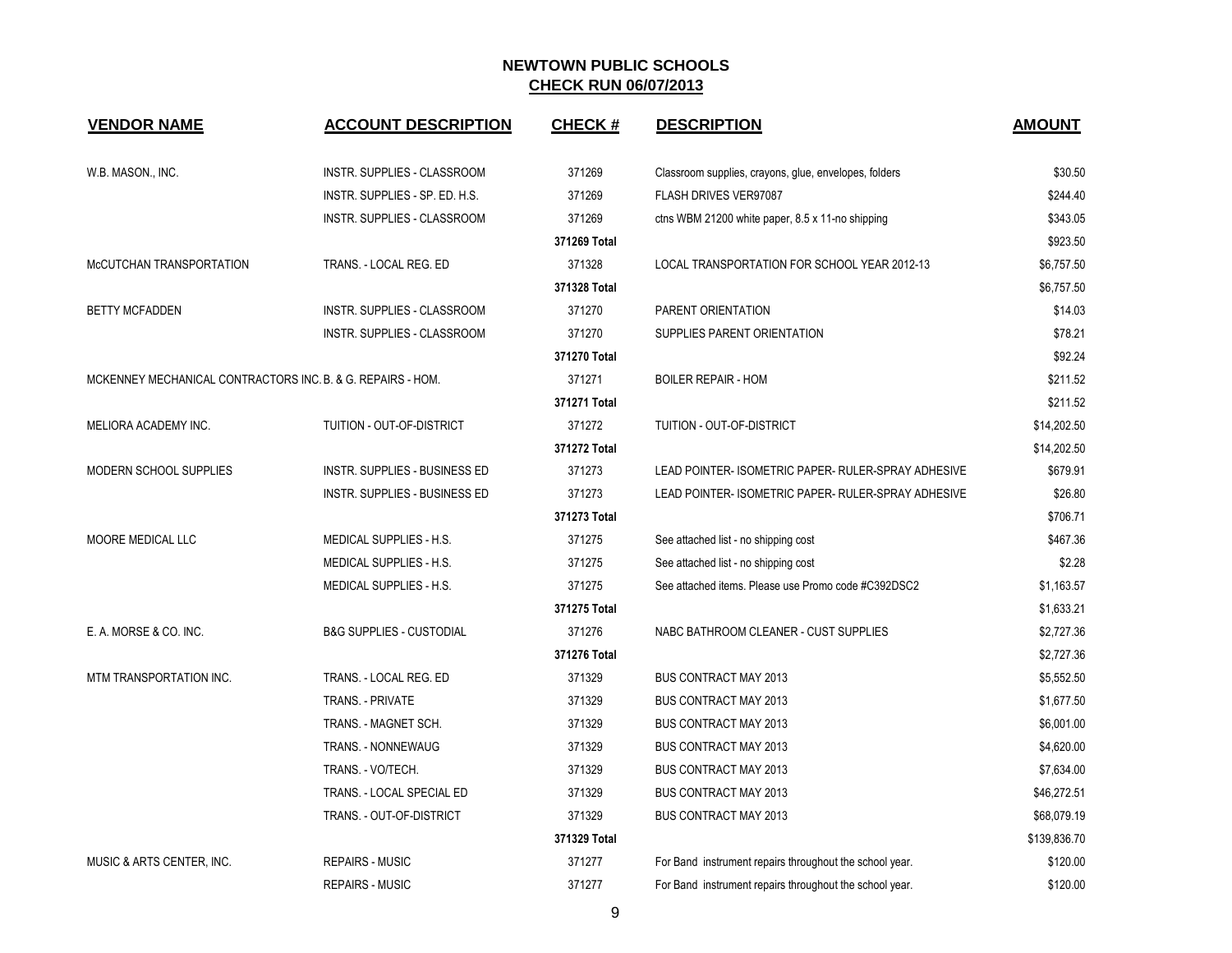# NEWTOWN PUBLIC SCHOOLS

## CHECK RUN 06/07/2013

| VENDOR NAME | ACCOUNT DESCRIPTION | CHECK # | DESCRIPTION | AMOUNT |
|---|---|---|---|---|
| W.B. MASON., INC. | INSTR. SUPPLIES - CLASSROOM | 371269 | Classroom supplies, crayons, glue, envelopes, folders | $30.50 |
| | INSTR. SUPPLIES - SP. ED. H.S. | 371269 | FLASH DRIVES VER97087 | $244.40 |
| | INSTR. SUPPLIES - CLASSROOM | 371269 | ctns WBM 21200 white paper, 8.5 x 11-no shipping | $343.05 |
| | | 371269 Total | | $923.50 |
| McCUTCHAN TRANSPORTATION | TRANS. - LOCAL REG. ED | 371328 | LOCAL TRANSPORTATION FOR SCHOOL YEAR 2012-13 | $6,757.50 |
| | | 371328 Total | | $6,757.50 |
| BETTY MCFADDEN | INSTR. SUPPLIES - CLASSROOM | 371270 | PARENT ORIENTATION | $14.03 |
| | INSTR. SUPPLIES - CLASSROOM | 371270 | SUPPLIES PARENT ORIENTATION | $78.21 |
| | | 371270 Total | | $92.24 |
| MCKENNEY MECHANICAL CONTRACTORS INC. | B. & G. REPAIRS - HOM. | 371271 | BOILER REPAIR - HOM | $211.52 |
| | | 371271 Total | | $211.52 |
| MELIORA ACADEMY INC. | TUITION - OUT-OF-DISTRICT | 371272 | TUITION - OUT-OF-DISTRICT | $14,202.50 |
| | | 371272 Total | | $14,202.50 |
| MODERN SCHOOL SUPPLIES | INSTR. SUPPLIES - BUSINESS ED | 371273 | LEAD POINTER- ISOMETRIC PAPER- RULER-SPRAY ADHESIVE | $679.91 |
| | INSTR. SUPPLIES - BUSINESS ED | 371273 | LEAD POINTER- ISOMETRIC PAPER- RULER-SPRAY ADHESIVE | $26.80 |
| | | 371273 Total | | $706.71 |
| MOORE MEDICAL LLC | MEDICAL SUPPLIES - H.S. | 371275 | See attached list - no shipping cost | $467.36 |
| | MEDICAL SUPPLIES - H.S. | 371275 | See attached list - no shipping cost | $2.28 |
| | MEDICAL SUPPLIES - H.S. | 371275 | See attached items. Please use Promo code #C392DSC2 | $1,163.57 |
| | | 371275 Total | | $1,633.21 |
| E. A. MORSE & CO. INC. | B&G SUPPLIES - CUSTODIAL | 371276 | NABC BATHROOM CLEANER - CUST SUPPLIES | $2,727.36 |
| | | 371276 Total | | $2,727.36 |
| MTM TRANSPORTATION INC. | TRANS. - LOCAL REG. ED | 371329 | BUS CONTRACT MAY 2013 | $5,552.50 |
| | TRANS. - PRIVATE | 371329 | BUS CONTRACT MAY 2013 | $1,677.50 |
| | TRANS. - MAGNET SCH. | 371329 | BUS CONTRACT MAY 2013 | $6,001.00 |
| | TRANS. - NONNEWAUG | 371329 | BUS CONTRACT MAY 2013 | $4,620.00 |
| | TRANS. - VO/TECH. | 371329 | BUS CONTRACT MAY 2013 | $7,634.00 |
| | TRANS. - LOCAL SPECIAL ED | 371329 | BUS CONTRACT MAY 2013 | $46,272.51 |
| | TRANS. - OUT-OF-DISTRICT | 371329 | BUS CONTRACT MAY 2013 | $68,079.19 |
| | | 371329 Total | | $139,836.70 |
| MUSIC & ARTS CENTER, INC. | REPAIRS - MUSIC | 371277 | For Band instrument repairs throughout the school year. | $120.00 |
| | REPAIRS - MUSIC | 371277 | For Band instrument repairs throughout the school year. | $120.00 |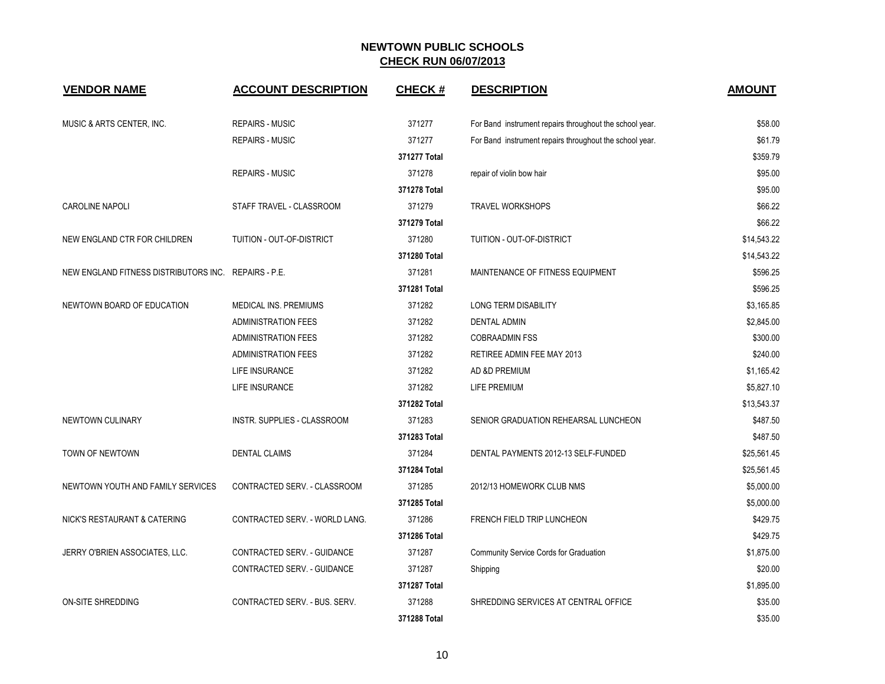## NEWTOWN PUBLIC SCHOOLS
## CHECK RUN 06/07/2013

| VENDOR NAME | ACCOUNT DESCRIPTION | CHECK # | DESCRIPTION | AMOUNT |
|---|---|---|---|---|
| MUSIC & ARTS CENTER, INC. | REPAIRS - MUSIC | 371277 | For Band instrument repairs throughout the school year. | $58.00 |
| | REPAIRS - MUSIC | 371277 | For Band instrument repairs throughout the school year. | $61.79 |
| | | 371277 Total | | $359.79 |
| | REPAIRS - MUSIC | 371278 | repair of violin bow hair | $95.00 |
| | | 371278 Total | | $95.00 |
| CAROLINE NAPOLI | STAFF TRAVEL - CLASSROOM | 371279 | TRAVEL WORKSHOPS | $66.22 |
| | | 371279 Total | | $66.22 |
| NEW ENGLAND CTR FOR CHILDREN | TUITION - OUT-OF-DISTRICT | 371280 | TUITION - OUT-OF-DISTRICT | $14,543.22 |
| | | 371280 Total | | $14,543.22 |
| NEW ENGLAND FITNESS DISTRIBUTORS INC. | REPAIRS - P.E. | 371281 | MAINTENANCE OF FITNESS EQUIPMENT | $596.25 |
| | | 371281 Total | | $596.25 |
| NEWTOWN BOARD OF EDUCATION | MEDICAL INS. PREMIUMS | 371282 | LONG TERM DISABILITY | $3,165.85 |
| | ADMINISTRATION FEES | 371282 | DENTAL ADMIN | $2,845.00 |
| | ADMINISTRATION FEES | 371282 | COBRAADMIN FSS | $300.00 |
| | ADMINISTRATION FEES | 371282 | RETIREE ADMIN FEE MAY 2013 | $240.00 |
| | LIFE INSURANCE | 371282 | AD &D PREMIUM | $1,165.42 |
| | LIFE INSURANCE | 371282 | LIFE PREMIUM | $5,827.10 |
| | | 371282 Total | | $13,543.37 |
| NEWTOWN CULINARY | INSTR. SUPPLIES - CLASSROOM | 371283 | SENIOR GRADUATION REHEARSAL LUNCHEON | $487.50 |
| | | 371283 Total | | $487.50 |
| TOWN OF NEWTOWN | DENTAL CLAIMS | 371284 | DENTAL PAYMENTS 2012-13 SELF-FUNDED | $25,561.45 |
| | | 371284 Total | | $25,561.45 |
| NEWTOWN YOUTH AND FAMILY SERVICES | CONTRACTED SERV. - CLASSROOM | 371285 | 2012/13 HOMEWORK CLUB NMS | $5,000.00 |
| | | 371285 Total | | $5,000.00 |
| NICK'S RESTAURANT & CATERING | CONTRACTED SERV. - WORLD LANG. | 371286 | FRENCH FIELD TRIP LUNCHEON | $429.75 |
| | | 371286 Total | | $429.75 |
| JERRY O'BRIEN ASSOCIATES, LLC. | CONTRACTED SERV. - GUIDANCE | 371287 | Community Service Cords for Graduation | $1,875.00 |
| | CONTRACTED SERV. - GUIDANCE | 371287 | Shipping | $20.00 |
| | | 371287 Total | | $1,895.00 |
| ON-SITE SHREDDING | CONTRACTED SERV. - BUS. SERV. | 371288 | SHREDDING SERVICES AT CENTRAL OFFICE | $35.00 |
| | | 371288 Total | | $35.00 |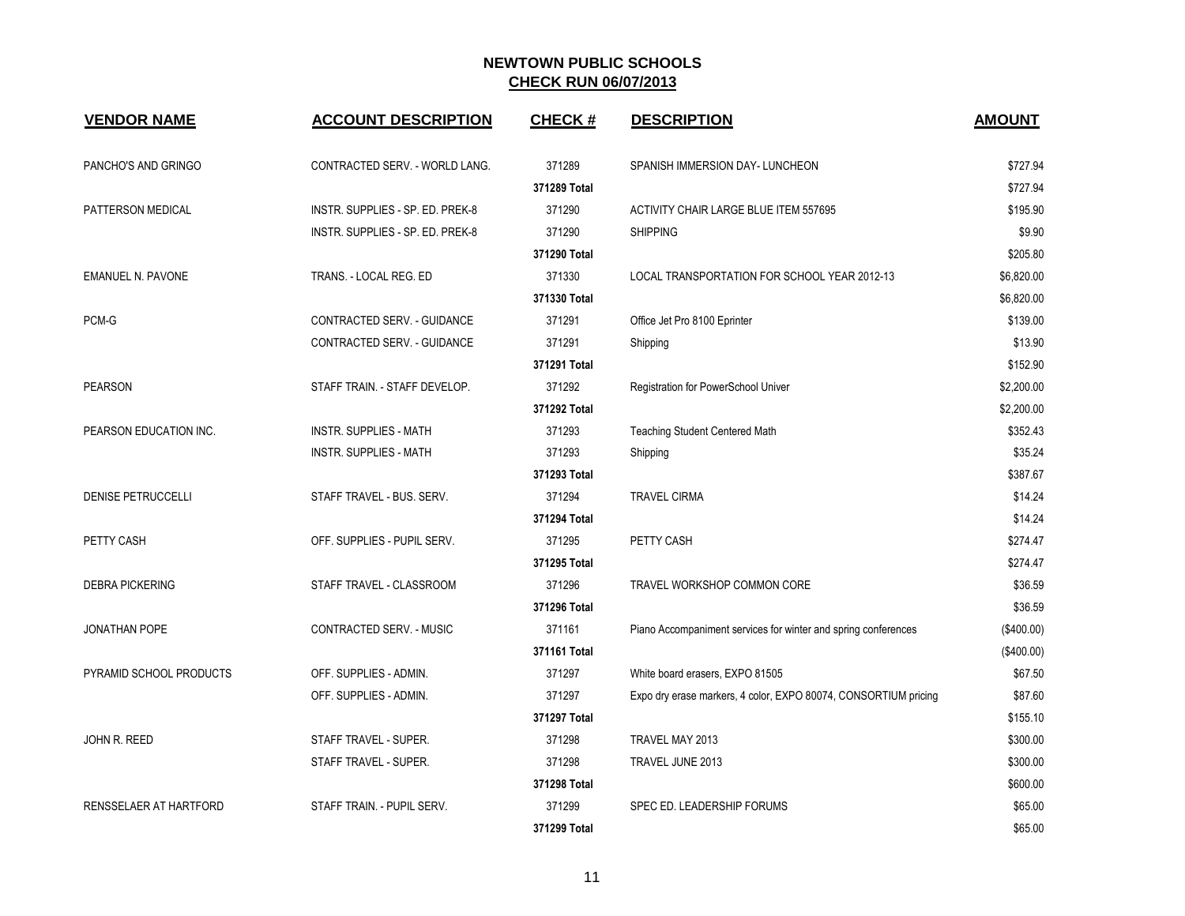# NEWTOWN PUBLIC SCHOOLS

## CHECK RUN 06/07/2013

| VENDOR NAME | ACCOUNT DESCRIPTION | CHECK # | DESCRIPTION | AMOUNT |
|---|---|---|---|---|
| PANCHO'S AND GRINGO | CONTRACTED SERV. - WORLD LANG. | 371289 | SPANISH IMMERSION DAY- LUNCHEON | $727.94 |
| | | 371289 Total | | $727.94 |
| PATTERSON MEDICAL | INSTR. SUPPLIES - SP. ED. PREK-8 | 371290 | ACTIVITY CHAIR LARGE BLUE ITEM 557695 | $195.90 |
| | INSTR. SUPPLIES - SP. ED. PREK-8 | 371290 | SHIPPING | $9.90 |
| | | 371290 Total | | $205.80 |
| EMANUEL N. PAVONE | TRANS. - LOCAL REG. ED | 371330 | LOCAL TRANSPORTATION FOR SCHOOL YEAR 2012-13 | $6,820.00 |
| | | 371330 Total | | $6,820.00 |
| PCM-G | CONTRACTED SERV. - GUIDANCE | 371291 | Office Jet Pro 8100 Eprinter | $139.00 |
| | CONTRACTED SERV. - GUIDANCE | 371291 | Shipping | $13.90 |
| | | 371291 Total | | $152.90 |
| PEARSON | STAFF TRAIN. - STAFF DEVELOP. | 371292 | Registration for PowerSchool Univer | $2,200.00 |
| | | 371292 Total | | $2,200.00 |
| PEARSON EDUCATION INC. | INSTR. SUPPLIES - MATH | 371293 | Teaching Student Centered Math | $352.43 |
| | INSTR. SUPPLIES - MATH | 371293 | Shipping | $35.24 |
| | | 371293 Total | | $387.67 |
| DENISE PETRUCCELLI | STAFF TRAVEL - BUS. SERV. | 371294 | TRAVEL CIRMA | $14.24 |
| | | 371294 Total | | $14.24 |
| PETTY CASH | OFF. SUPPLIES - PUPIL SERV. | 371295 | PETTY CASH | $274.47 |
| | | 371295 Total | | $274.47 |
| DEBRA PICKERING | STAFF TRAVEL - CLASSROOM | 371296 | TRAVEL WORKSHOP COMMON CORE | $36.59 |
| | | 371296 Total | | $36.59 |
| JONATHAN POPE | CONTRACTED SERV. - MUSIC | 371161 | Piano Accompaniment services for winter and spring conferences | ($400.00) |
| | | 371161 Total | | ($400.00) |
| PYRAMID SCHOOL PRODUCTS | OFF. SUPPLIES - ADMIN. | 371297 | White board erasers, EXPO 81505 | $67.50 |
| | OFF. SUPPLIES - ADMIN. | 371297 | Expo dry erase markers, 4 color, EXPO 80074, CONSORTIUM pricing | $87.60 |
| | | 371297 Total | | $155.10 |
| JOHN R. REED | STAFF TRAVEL - SUPER. | 371298 | TRAVEL MAY 2013 | $300.00 |
| | STAFF TRAVEL - SUPER. | 371298 | TRAVEL JUNE 2013 | $300.00 |
| | | 371298 Total | | $600.00 |
| RENSSELAER AT HARTFORD | STAFF TRAIN. - PUPIL SERV. | 371299 | SPEC ED. LEADERSHIP FORUMS | $65.00 |
| | | 371299 Total | | $65.00 |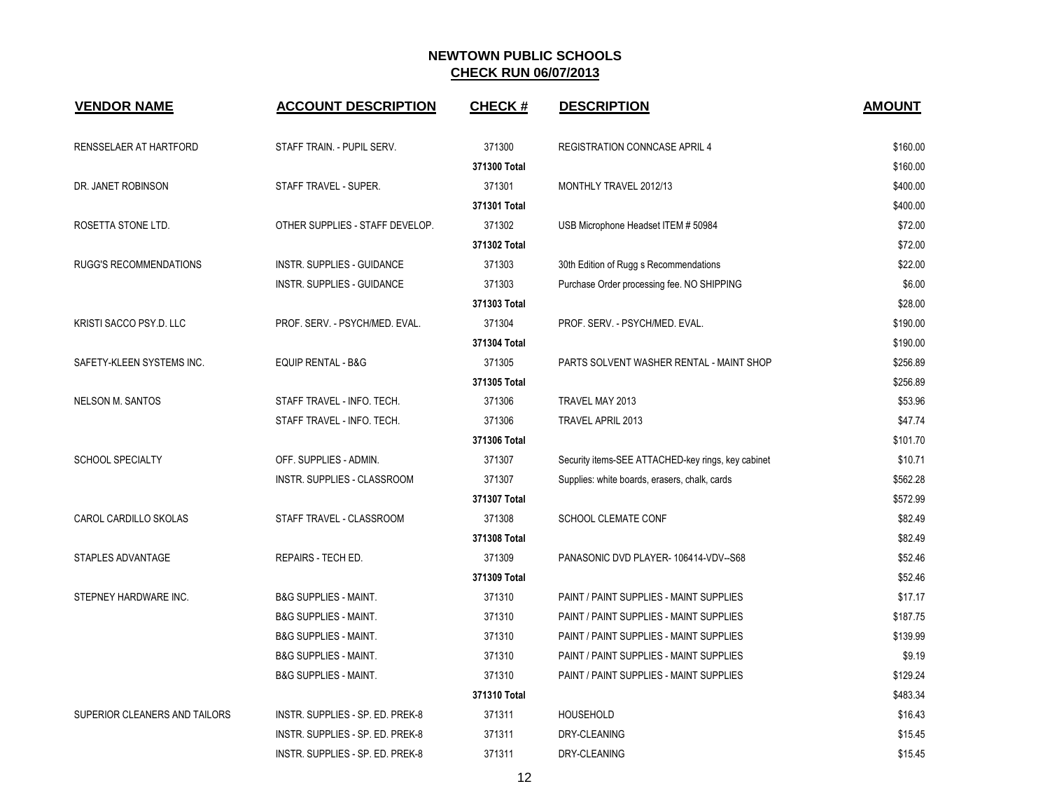## NEWTOWN PUBLIC SCHOOLS
## CHECK RUN 06/07/2013

| VENDOR NAME | ACCOUNT DESCRIPTION | CHECK # | DESCRIPTION | AMOUNT |
|---|---|---|---|---|
| RENSSELAER AT HARTFORD | STAFF TRAIN. - PUPIL SERV. | 371300 | REGISTRATION CONNCASE APRIL 4 | $160.00 |
| | | 371300 Total | | $160.00 |
| DR. JANET ROBINSON | STAFF TRAVEL - SUPER. | 371301 | MONTHLY TRAVEL 2012/13 | $400.00 |
| | | 371301 Total | | $400.00 |
| ROSETTA STONE LTD. | OTHER SUPPLIES - STAFF DEVELOP. | 371302 | USB Microphone Headset ITEM # 50984 | $72.00 |
| | | 371302 Total | | $72.00 |
| RUGG'S RECOMMENDATIONS | INSTR. SUPPLIES - GUIDANCE | 371303 | 30th Edition of Rugg s Recommendations | $22.00 |
| | INSTR. SUPPLIES - GUIDANCE | 371303 | Purchase Order processing fee. NO SHIPPING | $6.00 |
| | | 371303 Total | | $28.00 |
| KRISTI SACCO PSY.D. LLC | PROF. SERV. - PSYCH/MED. EVAL. | 371304 | PROF. SERV. - PSYCH/MED. EVAL. | $190.00 |
| | | 371304 Total | | $190.00 |
| SAFETY-KLEEN SYSTEMS INC. | EQUIP RENTAL - B&G | 371305 | PARTS SOLVENT WASHER RENTAL - MAINT SHOP | $256.89 |
| | | 371305 Total | | $256.89 |
| NELSON M. SANTOS | STAFF TRAVEL - INFO. TECH. | 371306 | TRAVEL MAY 2013 | $53.96 |
| | STAFF TRAVEL - INFO. TECH. | 371306 | TRAVEL APRIL 2013 | $47.74 |
| | | 371306 Total | | $101.70 |
| SCHOOL SPECIALTY | OFF. SUPPLIES - ADMIN. | 371307 | Security items-SEE ATTACHED-key rings, key cabinet | $10.71 |
| | INSTR. SUPPLIES - CLASSROOM | 371307 | Supplies: white boards, erasers, chalk, cards | $562.28 |
| | | 371307 Total | | $572.99 |
| CAROL CARDILLO SKOLAS | STAFF TRAVEL - CLASSROOM | 371308 | SCHOOL CLEMATE CONF | $82.49 |
| | | 371308 Total | | $82.49 |
| STAPLES ADVANTAGE | REPAIRS - TECH ED. | 371309 | PANASONIC DVD PLAYER- 106414-VDV--S68 | $52.46 |
| | | 371309 Total | | $52.46 |
| STEPNEY HARDWARE INC. | B&G SUPPLIES - MAINT. | 371310 | PAINT / PAINT SUPPLIES - MAINT SUPPLIES | $17.17 |
| | B&G SUPPLIES - MAINT. | 371310 | PAINT / PAINT SUPPLIES - MAINT SUPPLIES | $187.75 |
| | B&G SUPPLIES - MAINT. | 371310 | PAINT / PAINT SUPPLIES - MAINT SUPPLIES | $139.99 |
| | B&G SUPPLIES - MAINT. | 371310 | PAINT / PAINT SUPPLIES - MAINT SUPPLIES | $9.19 |
| | B&G SUPPLIES - MAINT. | 371310 | PAINT / PAINT SUPPLIES - MAINT SUPPLIES | $129.24 |
| | | 371310 Total | | $483.34 |
| SUPERIOR CLEANERS AND TAILORS | INSTR. SUPPLIES - SP. ED. PREK-8 | 371311 | HOUSEHOLD | $16.43 |
| | INSTR. SUPPLIES - SP. ED. PREK-8 | 371311 | DRY-CLEANING | $15.45 |
| | INSTR. SUPPLIES - SP. ED. PREK-8 | 371311 | DRY-CLEANING | $15.45 |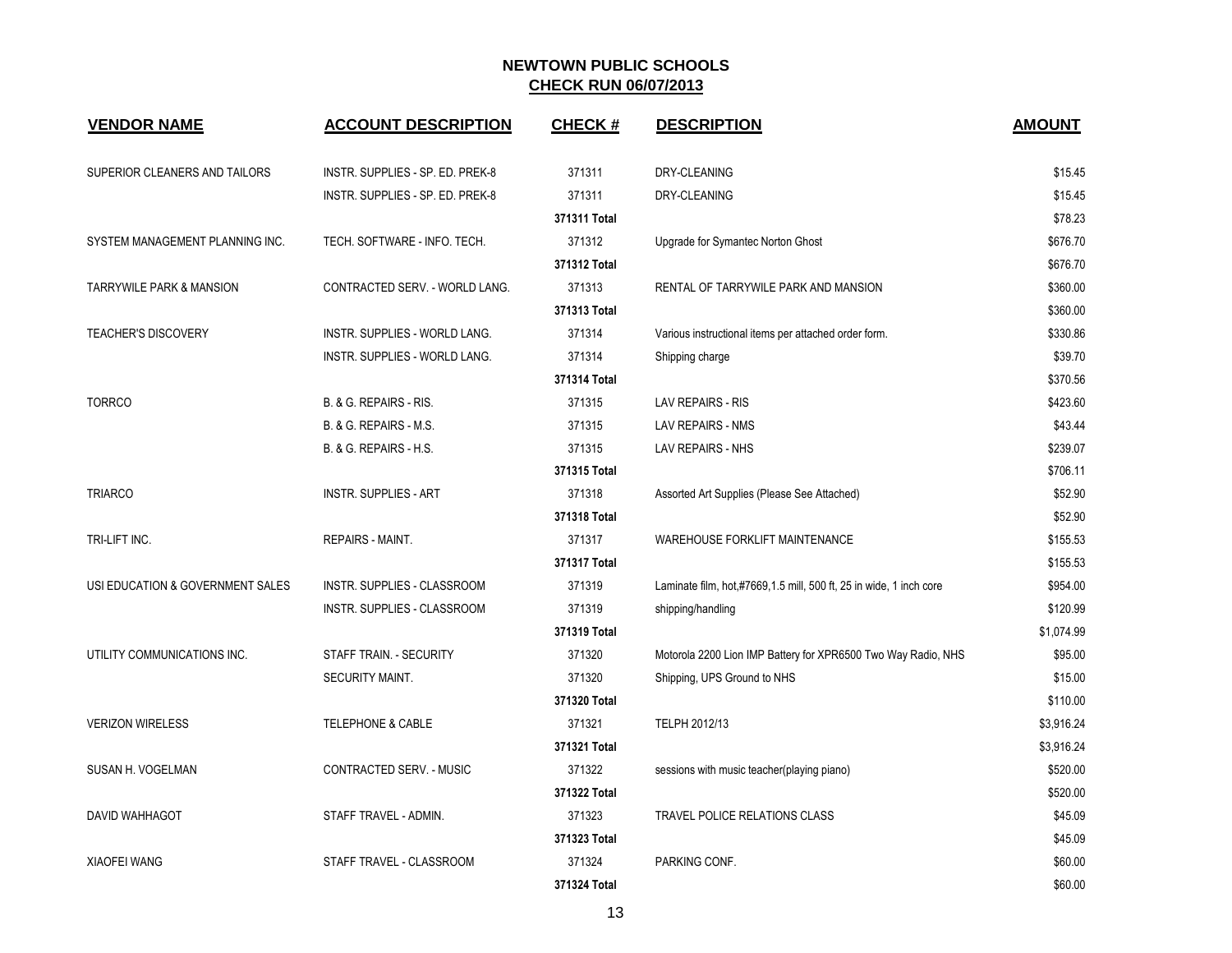# NEWTOWN PUBLIC SCHOOLS

## CHECK RUN 06/07/2013

| VENDOR NAME | ACCOUNT DESCRIPTION | CHECK # | DESCRIPTION | AMOUNT |
|---|---|---|---|---|
| SUPERIOR CLEANERS AND TAILORS | INSTR. SUPPLIES - SP. ED. PREK-8 | 371311 | DRY-CLEANING | $15.45 |
| | INSTR. SUPPLIES - SP. ED. PREK-8 | 371311 | DRY-CLEANING | $15.45 |
| | | 371311 Total | | $78.23 |
| SYSTEM MANAGEMENT PLANNING INC. | TECH. SOFTWARE - INFO. TECH. | 371312 | Upgrade for Symantec Norton Ghost | $676.70 |
| | | 371312 Total | | $676.70 |
| TARRYWILE PARK & MANSION | CONTRACTED SERV. - WORLD LANG. | 371313 | RENTAL OF TARRYWILE PARK AND MANSION | $360.00 |
| | | 371313 Total | | $360.00 |
| TEACHER'S DISCOVERY | INSTR. SUPPLIES - WORLD LANG. | 371314 | Various instructional items per attached order form. | $330.86 |
| | INSTR. SUPPLIES - WORLD LANG. | 371314 | Shipping charge | $39.70 |
| | | 371314 Total | | $370.56 |
| TORRCO | B. & G. REPAIRS - RIS. | 371315 | LAV REPAIRS - RIS | $423.60 |
| | B. & G. REPAIRS - M.S. | 371315 | LAV REPAIRS - NMS | $43.44 |
| | B. & G. REPAIRS - H.S. | 371315 | LAV REPAIRS - NHS | $239.07 |
| | | 371315 Total | | $706.11 |
| TRIARCO | INSTR. SUPPLIES - ART | 371318 | Assorted Art Supplies (Please See Attached) | $52.90 |
| | | 371318 Total | | $52.90 |
| TRI-LIFT INC. | REPAIRS - MAINT. | 371317 | WAREHOUSE FORKLIFT MAINTENANCE | $155.53 |
| | | 371317 Total | | $155.53 |
| USI EDUCATION & GOVERNMENT SALES | INSTR. SUPPLIES - CLASSROOM | 371319 | Laminate film, hot,#7669,1.5 mill, 500 ft, 25 in wide, 1 inch core | $954.00 |
| | INSTR. SUPPLIES - CLASSROOM | 371319 | shipping/handling | $120.99 |
| | | 371319 Total | | $1,074.99 |
| UTILITY COMMUNICATIONS INC. | STAFF TRAIN. - SECURITY | 371320 | Motorola 2200 Lion IMP Battery for XPR6500 Two Way Radio, NHS | $95.00 |
| | SECURITY MAINT. | 371320 | Shipping, UPS Ground to NHS | $15.00 |
| | | 371320 Total | | $110.00 |
| VERIZON WIRELESS | TELEPHONE & CABLE | 371321 | TELPH 2012/13 | $3,916.24 |
| | | 371321 Total | | $3,916.24 |
| SUSAN H. VOGELMAN | CONTRACTED SERV. - MUSIC | 371322 | sessions with music teacher(playing piano) | $520.00 |
| | | 371322 Total | | $520.00 |
| DAVID WAHHAGOT | STAFF TRAVEL - ADMIN. | 371323 | TRAVEL POLICE RELATIONS CLASS | $45.09 |
| | | 371323 Total | | $45.09 |
| XIAOFEI WANG | STAFF TRAVEL - CLASSROOM | 371324 | PARKING CONF. | $60.00 |
| | | 371324 Total | | $60.00 |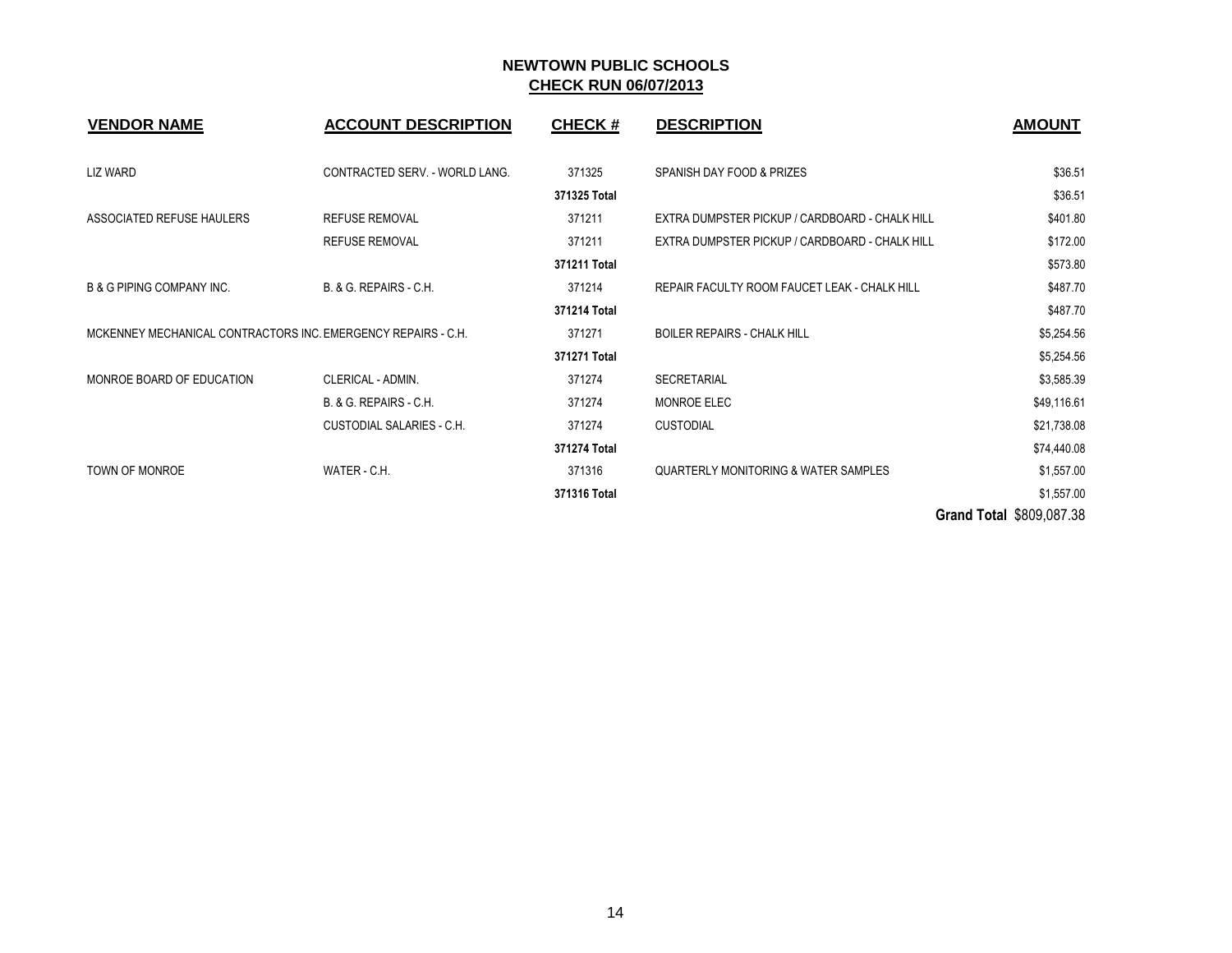**NEWTOWN PUBLIC SCHOOLS**

**CHECK RUN 06/07/2013**

| VENDOR NAME | ACCOUNT DESCRIPTION | CHECK # | DESCRIPTION | AMOUNT |
|---|---|---|---|---|
| LIZ WARD | CONTRACTED SERV. - WORLD LANG. | 371325 | SPANISH DAY FOOD & PRIZES | $36.51 |
| | | **371325 Total** | | $36.51 |
| ASSOCIATED REFUSE HAULERS | REFUSE REMOVAL | 371211 | EXTRA DUMPSTER PICKUP / CARDBOARD - CHALK HILL | $401.80 |
| | REFUSE REMOVAL | 371211 | EXTRA DUMPSTER PICKUP / CARDBOARD - CHALK HILL | $172.00 |
| | | **371211 Total** | | $573.80 |
| B & G PIPING COMPANY INC. | B. & G. REPAIRS - C.H. | 371214 | REPAIR FACULTY ROOM FAUCET LEAK - CHALK HILL | $487.70 |
| | | **371214 Total** | | $487.70 |
| MCKENNEY MECHANICAL CONTRACTORS INC. | EMERGENCY REPAIRS - C.H. | 371271 | BOILER REPAIRS - CHALK HILL | $5,254.56 |
| | | **371271 Total** | | $5,254.56 |
| MONROE BOARD OF EDUCATION | CLERICAL - ADMIN. | 371274 | SECRETARIAL | $3,585.39 |
| | B. & G. REPAIRS - C.H. | 371274 | MONROE ELEC | $49,116.61 |
| | CUSTODIAL SALARIES - C.H. | 371274 | CUSTODIAL | $21,738.08 |
| | | **371274 Total** | | $74,440.08 |
| TOWN OF MONROE | WATER - C.H. | 371316 | QUARTERLY MONITORING & WATER SAMPLES | $1,557.00 |
| | | **371316 Total** | | $1,557.00 |
| | | | **Grand Total** | $809,087.38 |